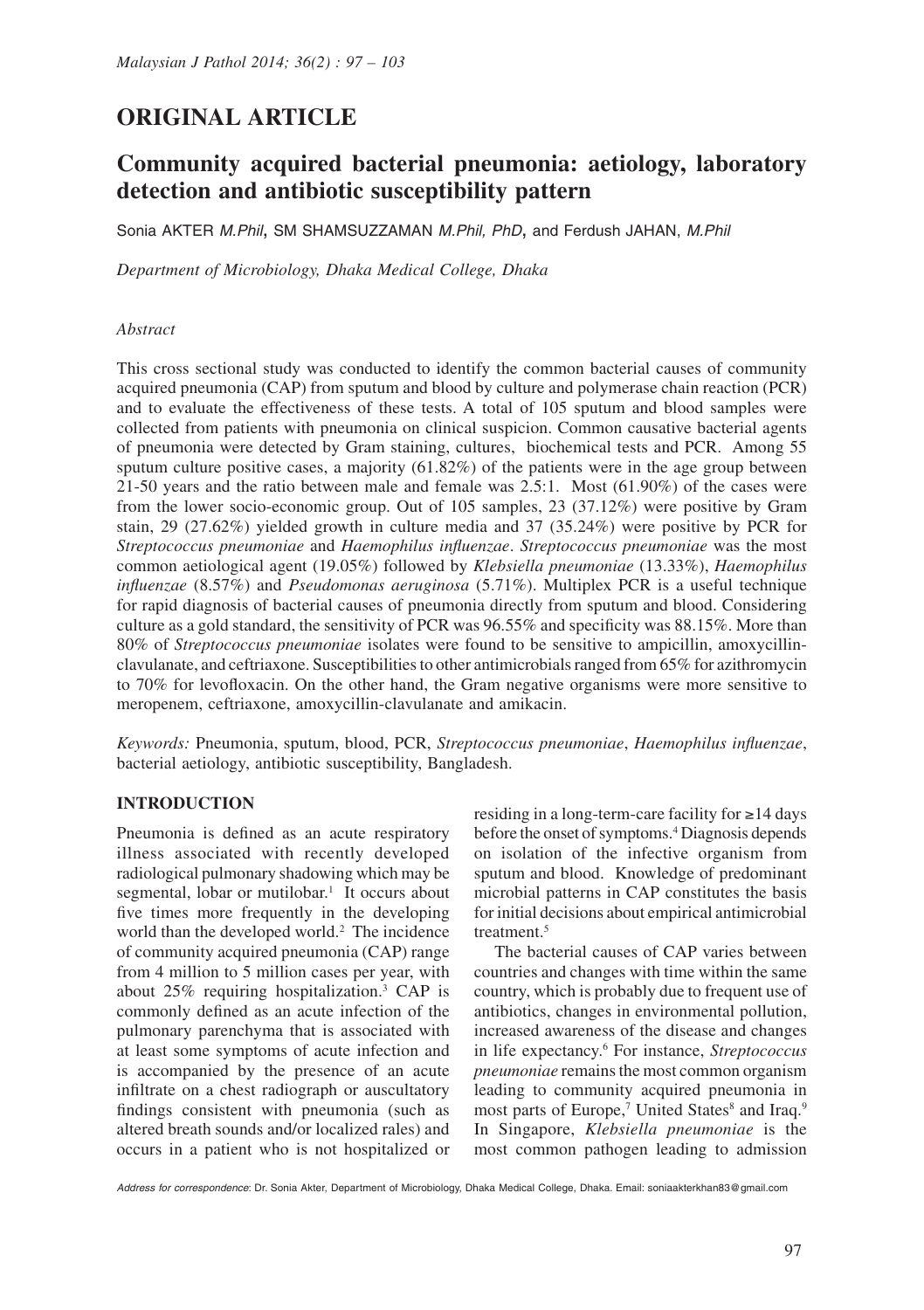## ORIGINAL ARTICLE

# Community acquired bacterial pneumonia: aetiology, laboratory detection and antibiotic susceptibility pattern

Sonia AKTER *M.Phil*, SM SHAMSUZZAMAN *M.Phil, PhD*, and Ferdush JAHAN, *M.Phil*

*Department of Microbiology, Dhaka Medical College, Dhaka*

*Abstract*

This cross sectional study was conducted to identify the common bacterial causes of community acquired pneumonia (CAP) from sputum and blood by culture and polymerase chain reaction (PCR) and to evaluate the effectiveness of these tests. A total of 105 sputum and blood samples were collected from patients with pneumonia on clinical suspicion. Common causative bacterial agents of pneumonia were detected by Gram staining, cultures, biochemical tests and PCR. Among 55 sputum culture positive cases, a majority (61.82%) of the patients were in the age group between 21-50 years and the ratio between male and female was 2.5:1. Most (61.90%) of the cases were from the lower socio-economic group. Out of 105 samples, 23 (37.12%) were positive by Gram stain, 29 (27.62%) yielded growth in culture media and 37 (35.24%) were positive by PCR for *Streptococcus pneumoniae* and *Haemophilus influenzae*. *Streptococcus pneumoniae* was the most common aetiological agent (19.05%) followed by *Klebsiella pneumoniae* (13.33%), *Haemophilus influenzae* (8.57%) and *Pseudomonas aeruginosa* (5.71%). Multiplex PCR is a useful technique for rapid diagnosis of bacterial causes of pneumonia directly from sputum and blood. Considering culture as a gold standard, the sensitivity of PCR was 96.55% and specificity was 88.15%. More than 80% of *Streptococcus pneumoniae* isolates were found to be sensitive to ampicillin, amoxycillin-clavulanate, and ceftriaxone. Susceptibilities to other antimicrobials ranged from 65% for azithromycin to 70% for levofloxacin. On the other hand, the Gram negative organisms were more sensitive to meropenem, ceftriaxone, amoxycillin-clavulanate and amikacin.

*Keywords:* Pneumonia, sputum, blood, PCR, *Streptococcus pneumoniae*, *Haemophilus influenzae*, bacterial aetiology, antibiotic susceptibility, Bangladesh.

## INTRODUCTION

Pneumonia is defined as an acute respiratory illness associated with recently developed radiological pulmonary shadowing which may be segmental, lobar or mutilobar.[1] It occurs about five times more frequently in the developing world than the developed world.[2] The incidence of community acquired pneumonia (CAP) range from 4 million to 5 million cases per year, with about 25% requiring hospitalization.[3] CAP is commonly defined as an acute infection of the pulmonary parenchyma that is associated with at least some symptoms of acute infection and is accompanied by the presence of an acute infiltrate on a chest radiograph or auscultatory findings consistent with pneumonia (such as altered breath sounds and/or localized rales) and occurs in a patient who is not hospitalized or residing in a long-term-care facility for ≥14 days before the onset of symptoms.[4] Diagnosis depends on isolation of the infective organism from sputum and blood. Knowledge of predominant microbial patterns in CAP constitutes the basis for initial decisions about empirical antimicrobial treatment.[5]

The bacterial causes of CAP varies between countries and changes with time within the same country, which is probably due to frequent use of antibiotics, changes in environmental pollution, increased awareness of the disease and changes in life expectancy.[6] For instance, *Streptococcus pneumoniae* remains the most common organism leading to community acquired pneumonia in most parts of Europe,[7] United States[8] and Iraq.[9] In Singapore, *Klebsiella pneumoniae* is the most common pathogen leading to admission

*Address for correspondence*: Dr. Sonia Akter, Department of Microbiology, Dhaka Medical College, Dhaka. Email: soniaakterkhan83@gmail.com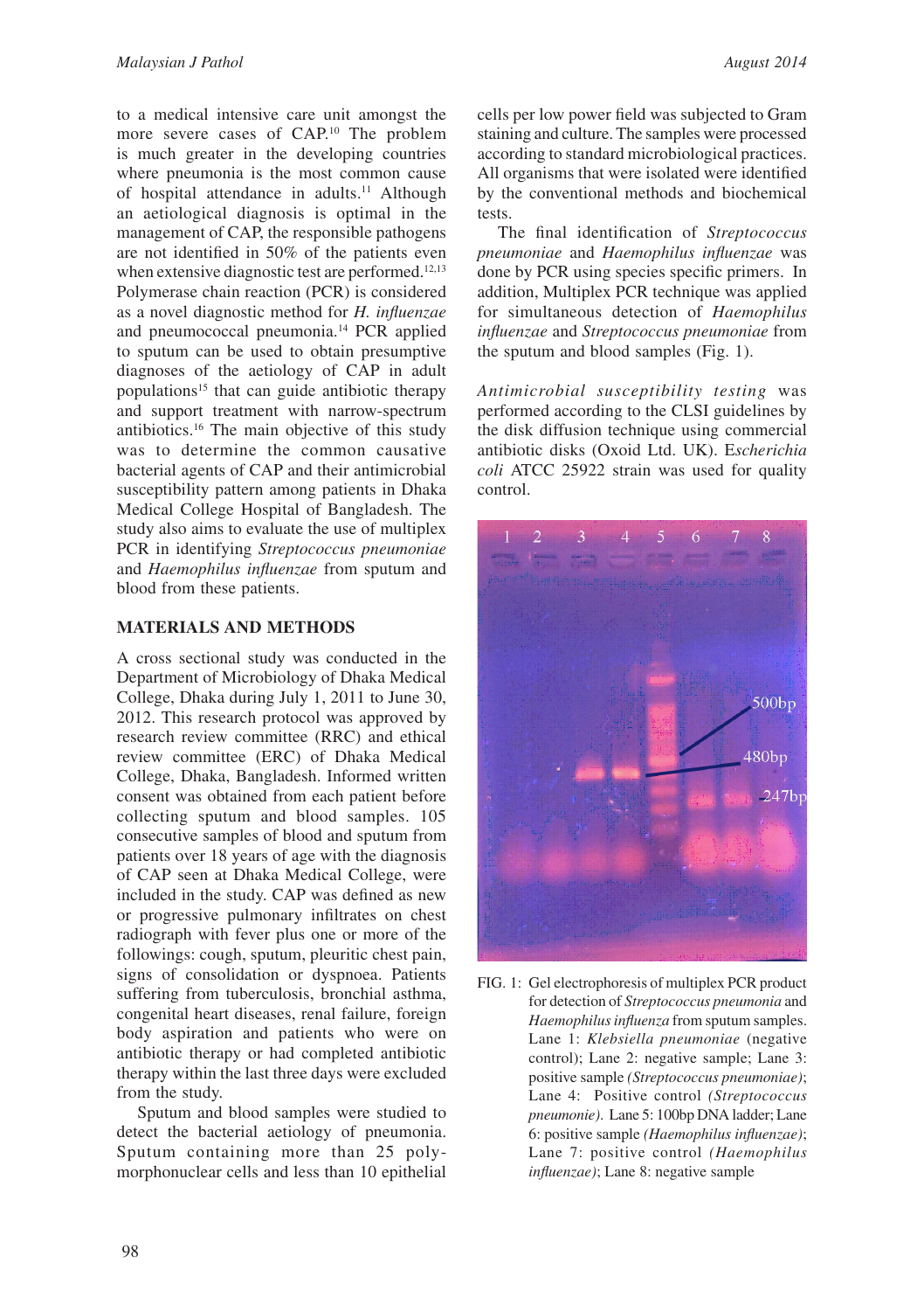to a medical intensive care unit amongst the more severe cases of CAP.[10] The problem is much greater in the developing countries where pneumonia is the most common cause of hospital attendance in adults.[11] Although an aetiological diagnosis is optimal in the management of CAP, the responsible pathogens are not identified in 50% of the patients even when extensive diagnostic test are performed.[12,13] Polymerase chain reaction (PCR) is considered as a novel diagnostic method for *H. influenzae* and pneumococcal pneumonia.[14] PCR applied to sputum can be used to obtain presumptive diagnoses of the aetiology of CAP in adult populations[15] that can guide antibiotic therapy and support treatment with narrow-spectrum antibiotics.[16] The main objective of this study was to determine the common causative bacterial agents of CAP and their antimicrobial susceptibility pattern among patients in Dhaka Medical College Hospital of Bangladesh. The study also aims to evaluate the use of multiplex PCR in identifying *Streptococcus pneumoniae* and *Haemophilus influenzae* from sputum and blood from these patients.

## MATERIALS AND METHODS

A cross sectional study was conducted in the Department of Microbiology of Dhaka Medical College, Dhaka during July 1, 2011 to June 30, 2012. This research protocol was approved by research review committee (RRC) and ethical review committee (ERC) of Dhaka Medical College, Dhaka, Bangladesh. Informed written consent was obtained from each patient before collecting sputum and blood samples. 105 consecutive samples of blood and sputum from patients over 18 years of age with the diagnosis of CAP seen at Dhaka Medical College, were included in the study. CAP was defined as new or progressive pulmonary infiltrates on chest radiograph with fever plus one or more of the followings: cough, sputum, pleuritic chest pain, signs of consolidation or dyspnoea. Patients suffering from tuberculosis, bronchial asthma, congenital heart diseases, renal failure, foreign body aspiration and patients who were on antibiotic therapy or had completed antibiotic therapy within the last three days were excluded from the study.

Sputum and blood samples were studied to detect the bacterial aetiology of pneumonia. Sputum containing more than 25 poly-morphonuclear cells and less than 10 epithelial cells per low power field was subjected to Gram staining and culture. The samples were processed according to standard microbiological practices. All organisms that were isolated were identified by the conventional methods and biochemical tests.

The final identification of *Streptococcus pneumoniae* and *Haemophilus influenzae* was done by PCR using species specific primers. In addition, Multiplex PCR technique was applied for simultaneous detection of *Haemophilus influenzae* and *Streptococcus pneumoniae* from the sputum and blood samples (Fig. 1).

*Antimicrobial susceptibility testing* was performed according to the CLSI guidelines by the disk diffusion technique using commercial antibiotic disks (Oxoid Ltd. UK). E*scherichia coli* ATCC 25922 strain was used for quality control.

FIG. 1: Gel electrophoresis of multiplex PCR product for detection of *Streptococcus pneumonia* and *Haemophilus influenza* from sputum samples. Lane 1: *Klebsiella pneumoniae* (negative control); Lane 2: negative sample; Lane 3: positive sample *(Streptococcus pneumoniae)*; Lane 4: Positive control *(Streptococcus pneumonie)*. Lane 5: 100bp DNA ladder; Lane 6: positive sample *(Haemophilus influenzae)*; Lane 7: positive control *(Haemophilus influenzae)*; Lane 8: negative sample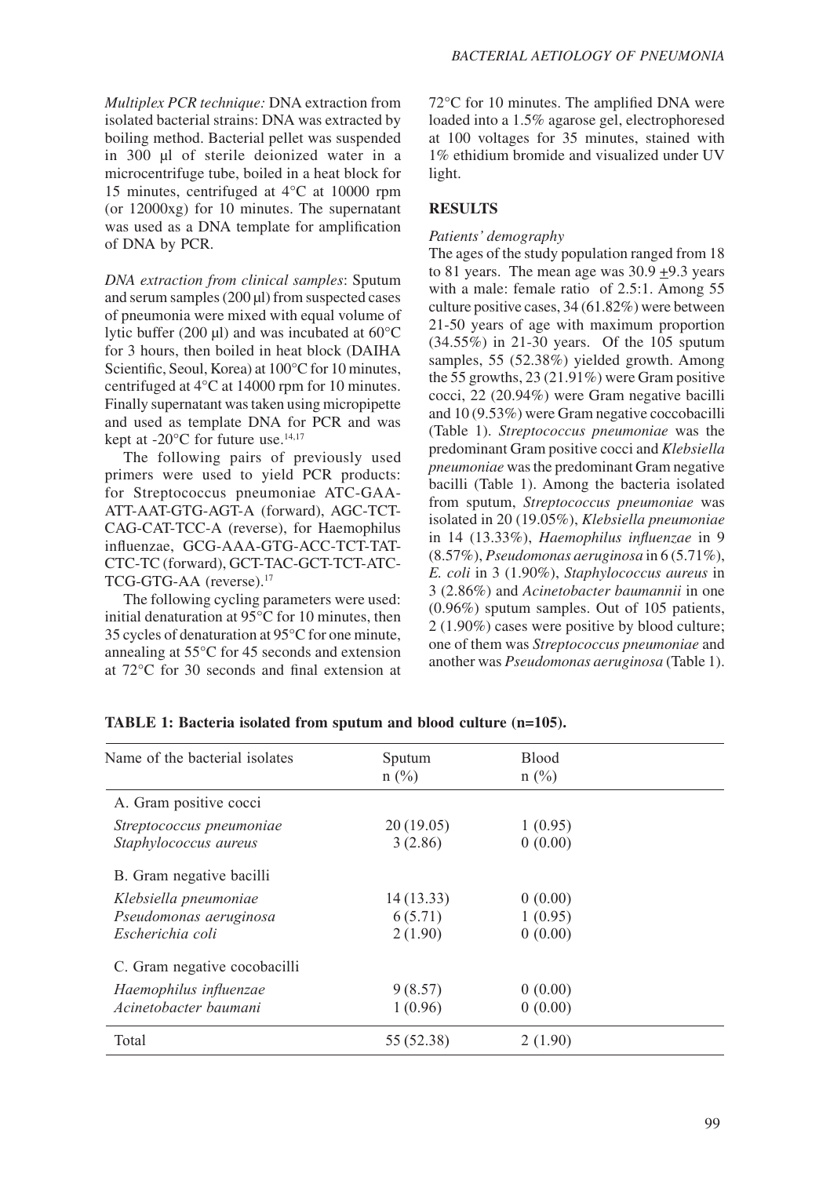*Multiplex PCR technique:* DNA extraction from isolated bacterial strains: DNA was extracted by boiling method. Bacterial pellet was suspended in 300 µl of sterile deionized water in a microcentrifuge tube, boiled in a heat block for 15 minutes, centrifuged at 4°C at 10000 rpm (or 12000xg) for 10 minutes. The supernatant was used as a DNA template for amplification of DNA by PCR.

*DNA extraction from clinical samples*: Sputum and serum samples (200 µl) from suspected cases of pneumonia were mixed with equal volume of lytic buffer (200 µl) and was incubated at 60°C for 3 hours, then boiled in heat block (DAIHA Scientific, Seoul, Korea) at 100°C for 10 minutes, centrifuged at 4°C at 14000 rpm for 10 minutes. Finally supernatant was taken using micropipette and used as template DNA for PCR and was kept at -20°C for future use.[14,17]

The following pairs of previously used primers were used to yield PCR products: for Streptococcus pneumoniae ATC-GAA-ATT-AAT-GTG-AGT-A (forward), AGC-TCT-CAG-CAT-TCC-A (reverse), for Haemophilus influenzae, GCG-AAA-GTG-ACC-TCT-TAT-CTC-TC (forward), GCT-TAC-GCT-TCT-ATC-TCG-GTG-AA (reverse).[17]

The following cycling parameters were used: initial denaturation at 95°C for 10 minutes, then 35 cycles of denaturation at 95°C for one minute, annealing at 55°C for 45 seconds and extension at 72°C for 30 seconds and final extension at 72°C for 10 minutes. The amplified DNA were loaded into a 1.5% agarose gel, electrophoresed at 100 voltages for 35 minutes, stained with 1% ethidium bromide and visualized under UV light.

## RESULTS

*Patients' demography*

The ages of the study population ranged from 18 to 81 years. The mean age was 30.9 ±9.3 years with a male: female ratio of 2.5:1. Among 55 culture positive cases, 34 (61.82%) were between 21-50 years of age with maximum proportion (34.55%) in 21-30 years. Of the 105 sputum samples, 55 (52.38%) yielded growth. Among the 55 growths, 23 (21.91%) were Gram positive cocci, 22 (20.94%) were Gram negative bacilli and 10 (9.53%) were Gram negative coccobacilli (Table 1). *Streptococcus pneumoniae* was the predominant Gram positive cocci and *Klebsiella pneumoniae* was the predominant Gram negative bacilli (Table 1). Among the bacteria isolated from sputum, *Streptococcus pneumoniae* was isolated in 20 (19.05%), *Klebsiella pneumoniae* in 14 (13.33%), *Haemophilus influenzae* in 9 (8.57%), *Pseudomonas aeruginosa* in 6 (5.71%), *E. coli* in 3 (1.90%), *Staphylococcus aureus* in 3 (2.86%) and *Acinetobacter baumannii* in one (0.96%) sputum samples. Out of 105 patients, 2 (1.90%) cases were positive by blood culture; one of them was *Streptococcus pneumoniae* and another was *Pseudomonas aeruginosa* (Table 1).

**TABLE 1: Bacteria isolated from sputum and blood culture (n=105).**

| Name of the bacterial isolates | Sputum n (%) | Blood n (%) |
|---|---|---|
| A. Gram positive cocci | | |
| *Streptococcus pneumoniae* | 20 (19.05) | 1 (0.95) |
| *Staphylococcus aureus* | 3 (2.86) | 0 (0.00) |
| B. Gram negative bacilli | | |
| *Klebsiella pneumoniae* | 14 (13.33) | 0 (0.00) |
| *Pseudomonas aeruginosa* | 6 (5.71) | 1 (0.95) |
| *Escherichia coli* | 2 (1.90) | 0 (0.00) |
| C. Gram negative cocobacilli | | |
| *Haemophilus influenzae* | 9 (8.57) | 0 (0.00) |
| *Acinetobacter baumani* | 1 (0.96) | 0 (0.00) |
| Total | 55 (52.38) | 2 (1.90) |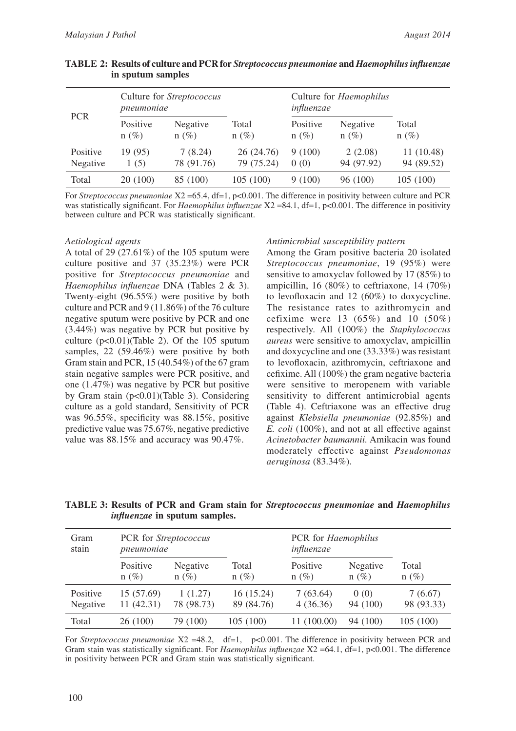**TABLE 2: Results of culture and PCR for *Streptococcus pneumoniae* and *Haemophilus influenzae* in sputum samples**

| PCR | Culture for *Streptococcus pneumoniae* | | | Culture for *Haemophilus influenzae* | | |
|---|---|---|---|---|---|---|
| | Positive n (%) | Negative n (%) | Total n (%) | Positive n (%) | Negative n (%) | Total n (%) |
| Positive | 19 (95) | 7 (8.24) | 26 (24.76) | 9 (100) | 2 (2.08) | 11 (10.48) |
| Negative | 1 (5) | 78 (91.76) | 79 (75.24) | 0 (0) | 94 (97.92) | 94 (89.52) |
| Total | 20 (100) | 85 (100) | 105 (100) | 9 (100) | 96 (100) | 105 (100) |

For *Streptococcus pneumoniae* X2 =65.4, df=1, p<0.001. The difference in positivity between culture and PCR was statistically significant. For *Haemophilus influenzae* X2 =84.1, df=1, p<0.001. The difference in positivity between culture and PCR was statistically significant.

*Aetiological agents*

A total of 29 (27.61%) of the 105 sputum were culture positive and 37 (35.23%) were PCR positive for *Streptococcus pneumoniae* and *Haemophilus influenzae* DNA (Tables 2 & 3). Twenty-eight (96.55%) were positive by both culture and PCR and 9 (11.86%) of the 76 culture negative sputum were positive by PCR and one (3.44%) was negative by PCR but positive by culture (p<0.01)(Table 2). Of the 105 sputum samples, 22 (59.46%) were positive by both Gram stain and PCR, 15 (40.54%) of the 67 gram stain negative samples were PCR positive, and one (1.47%) was negative by PCR but positive by Gram stain (p<0.01)(Table 3). Considering culture as a gold standard, Sensitivity of PCR was 96.55%, specificity was 88.15%, positive predictive value was 75.67%, negative predictive value was 88.15% and accuracy was 90.47%.

*Antimicrobial susceptibility pattern*

Among the Gram positive bacteria 20 isolated *Streptococcus pneumoniae*, 19 (95%) were sensitive to amoxyclav followed by 17 (85%) to ampicillin, 16 (80%) to ceftriaxone, 14 (70%) to levofloxacin and 12 (60%) to doxycycline. The resistance rates to azithromycin and cefixime were 13 (65%) and 10 (50%) respectively. All (100%) the *Staphylococcus aureus* were sensitive to amoxyclav, ampicillin and doxycycline and one (33.33%) was resistant to levofloxacin, azithromycin, ceftriaxone and cefixime. All (100%) the gram negative bacteria were sensitive to meropenem with variable sensitivity to different antimicrobial agents (Table 4). Ceftriaxone was an effective drug against *Klebsiella pneumoniae* (92.85%) and *E. coli* (100%), and not at all effective against *Acinetobacter baumannii.* Amikacin was found moderately effective against *Pseudomonas aeruginosa* (83.34%).

**TABLE 3: Results of PCR and Gram stain for *Streptococcus pneumoniae* and *Haemophilus influenzae* in sputum samples.**

| Gram stain | PCR for *Streptococcus pneumoniae* | | | PCR for *Haemophilus influenzae* | | |
|---|---|---|---|---|---|---|
| | Positive n (%) | Negative n (%) | Total n (%) | Positive n (%) | Negative n (%) | Total n (%) |
| Positive | 15 (57.69) | 1 (1.27) | 16 (15.24) | 7 (63.64) | 0 (0) | 7 (6.67) |
| Negative | 11 (42.31) | 78 (98.73) | 89 (84.76) | 4 (36.36) | 94 (100) | 98 (93.33) |
| Total | 26 (100) | 79 (100) | 105 (100) | 11 (100.00) | 94 (100) | 105 (100) |

For *Streptococcus pneumoniae* X2 =48.2, df=1, p<0.001. The difference in positivity between PCR and Gram stain was statistically significant. For *Haemophilus influenzae* X2 =64.1, df=1, p<0.001. The difference in positivity between PCR and Gram stain was statistically significant.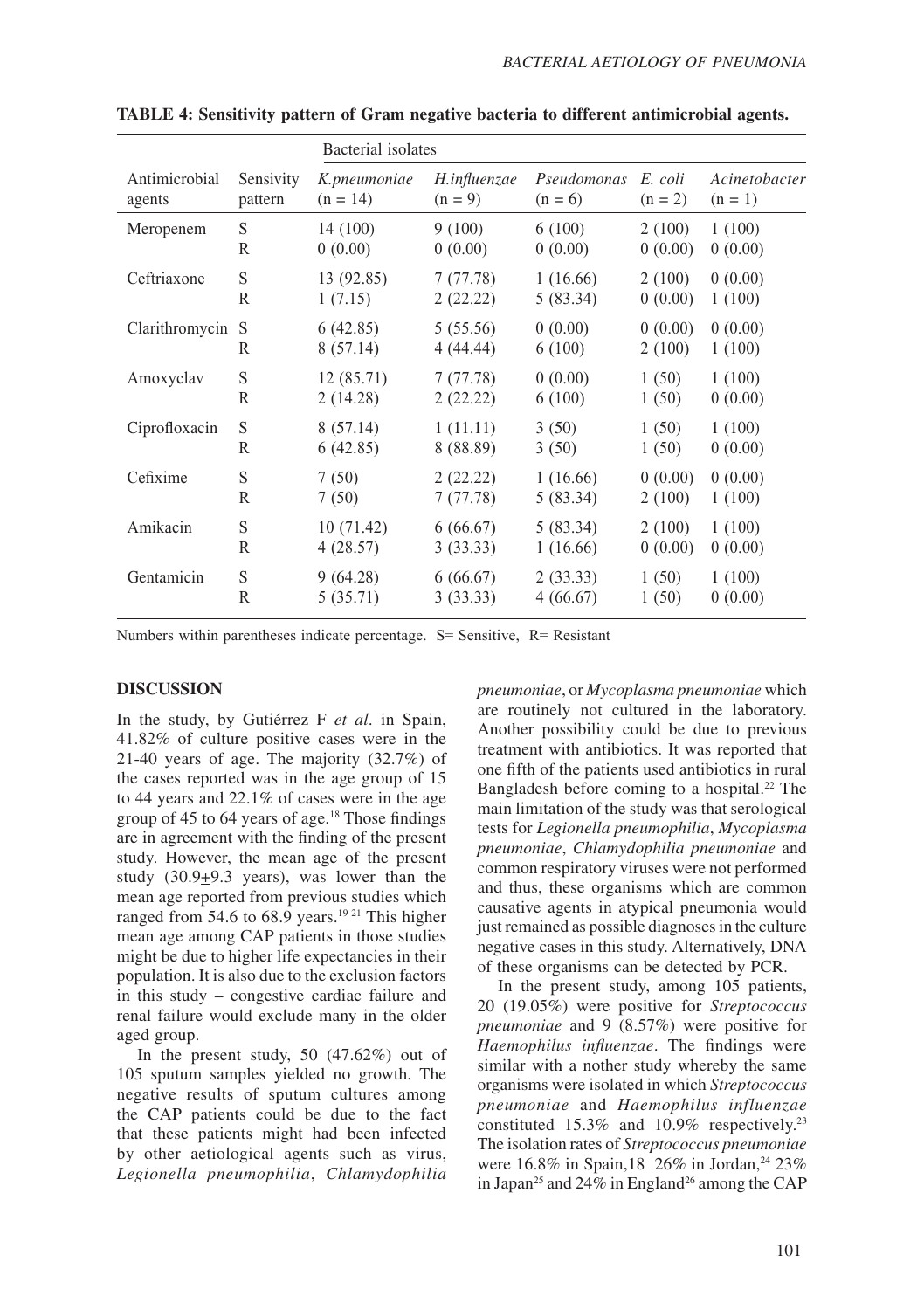**TABLE 4: Sensitivity pattern of Gram negative bacteria to different antimicrobial agents.**

| Antimicrobial agents | Sensivity pattern | Bacterial isolates | | | | |
|---|---|---|---|---|---|---|
| | | *K.pneumoniae* (n = 14) | *H.influenzae* (n = 9) | *Pseudomonas* (n = 6) | *E. coli* (n = 2) | *Acinetobacter* (n = 1) |
| Meropenem | S | 14 (100) | 9 (100) | 6 (100) | 2 (100) | 1 (100) |
| | R | 0 (0.00) | 0 (0.00) | 0 (0.00) | 0 (0.00) | 0 (0.00) |
| Ceftriaxone | S | 13 (92.85) | 7 (77.78) | 1 (16.66) | 2 (100) | 0 (0.00) |
| | R | 1 (7.15) | 2 (22.22) | 5 (83.34) | 0 (0.00) | 1 (100) |
| Clarithromycin | S | 6 (42.85) | 5 (55.56) | 0 (0.00) | 0 (0.00) | 0 (0.00) |
| | R | 8 (57.14) | 4 (44.44) | 6 (100) | 2 (100) | 1 (100) |
| Amoxyclav | S | 12 (85.71) | 7 (77.78) | 0 (0.00) | 1 (50) | 1 (100) |
| | R | 2 (14.28) | 2 (22.22) | 6 (100) | 1 (50) | 0 (0.00) |
| Ciprofloxacin | S | 8 (57.14) | 1 (11.11) | 3 (50) | 1 (50) | 1 (100) |
| | R | 6 (42.85) | 8 (88.89) | 3 (50) | 1 (50) | 0 (0.00) |
| Cefixime | S | 7 (50) | 2 (22.22) | 1 (16.66) | 0 (0.00) | 0 (0.00) |
| | R | 7 (50) | 7 (77.78) | 5 (83.34) | 2 (100) | 1 (100) |
| Amikacin | S | 10 (71.42) | 6 (66.67) | 5 (83.34) | 2 (100) | 1 (100) |
| | R | 4 (28.57) | 3 (33.33) | 1 (16.66) | 0 (0.00) | 0 (0.00) |
| Gentamicin | S | 9 (64.28) | 6 (66.67) | 2 (33.33) | 1 (50) | 1 (100) |
| | R | 5 (35.71) | 3 (33.33) | 4 (66.67) | 1 (50) | 0 (0.00) |

Numbers within parentheses indicate percentage. S= Sensitive, R= Resistant

## DISCUSSION

In the study, by Gutiérrez F *et al*. in Spain, 41.82% of culture positive cases were in the 21-40 years of age. The majority (32.7%) of the cases reported was in the age group of 15 to 44 years and 22.1% of cases were in the age group of 45 to 64 years of age.[18] Those findings are in agreement with the finding of the present study. However, the mean age of the present study (30.9±9.3 years), was lower than the mean age reported from previous studies which ranged from 54.6 to 68.9 years.[19-21] This higher mean age among CAP patients in those studies might be due to higher life expectancies in their population. It is also due to the exclusion factors in this study – congestive cardiac failure and renal failure would exclude many in the older aged group.

In the present study, 50 (47.62%) out of 105 sputum samples yielded no growth. The negative results of sputum cultures among the CAP patients could be due to the fact that these patients might had been infected by other aetiological agents such as virus, *Legionella pneumophilia*, *Chlamydophilia pneumoniae*, or *Mycoplasma pneumoniae* which are routinely not cultured in the laboratory. Another possibility could be due to previous treatment with antibiotics. It was reported that one fifth of the patients used antibiotics in rural Bangladesh before coming to a hospital.[22] The main limitation of the study was that serological tests for *Legionella pneumophilia*, *Mycoplasma pneumoniae*, *Chlamydophilia pneumoniae* and common respiratory viruses were not performed and thus, these organisms which are common causative agents in atypical pneumonia would just remained as possible diagnoses in the culture negative cases in this study. Alternatively, DNA of these organisms can be detected by PCR.

In the present study, among 105 patients, 20 (19.05%) were positive for *Streptococcus pneumoniae* and 9 (8.57%) were positive for *Haemophilus influenzae*. The findings were similar with a nother study whereby the same organisms were isolated in which *Streptococcus pneumoniae* and *Haemophilus influenzae* constituted 15.3% and 10.9% respectively.[23] The isolation rates of *Streptococcus pneumoniae* were 16.8% in Spain,18 26% in Jordan,[24] 23% in Japan[25] and 24% in England[26] among the CAP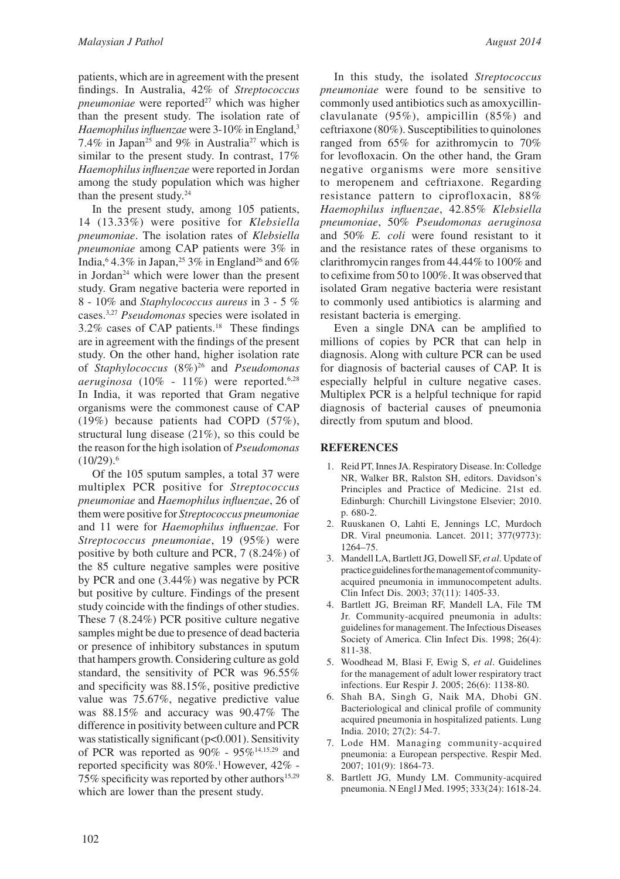patients, which are in agreement with the present findings. In Australia, 42% of *Streptococcus pneumoniae* were reported[27] which was higher than the present study. The isolation rate of *Haemophilus influenzae* were 3-10% in England,[3] 7.4% in Japan[25] and 9% in Australia[27] which is similar to the present study. In contrast, 17% *Haemophilus influenzae* were reported in Jordan among the study population which was higher than the present study.[24]

In the present study, among 105 patients, 14 (13.33%) were positive for *Klebsiella pneumoniae*. The isolation rates of *Klebsiella pneumoniae* among CAP patients were 3% in India,[6] 4.3% in Japan,[25] 3% in England[26] and 6% in Jordan[24] which were lower than the present study. Gram negative bacteria were reported in 8 - 10% and *Staphylococcus aureus* in 3 - 5 % cases.[3,27] *Pseudomonas* species were isolated in 3.2% cases of CAP patients.[18] These findings are in agreement with the findings of the present study. On the other hand, higher isolation rate of *Staphylococcus* (8%)[26] and *Pseudomonas aeruginosa* (10% - 11%) were reported.[6,28] In India, it was reported that Gram negative organisms were the commonest cause of CAP (19%) because patients had COPD (57%), structural lung disease (21%), so this could be the reason for the high isolation of *Pseudomonas* (10/29).[6]

Of the 105 sputum samples, a total 37 were multiplex PCR positive for *Streptococcus pneumoniae* and *Haemophilus influenzae*, 26 of them were positive for *Streptococcus pneumoniae* and 11 were for *Haemophilus influenzae.* For *Streptococcus pneumoniae*, 19 (95%) were positive by both culture and PCR, 7 (8.24%) of the 85 culture negative samples were positive by PCR and one (3.44%) was negative by PCR but positive by culture. Findings of the present study coincide with the findings of other studies. These 7 (8.24%) PCR positive culture negative samples might be due to presence of dead bacteria or presence of inhibitory substances in sputum that hampers growth. Considering culture as gold standard, the sensitivity of PCR was 96.55% and specificity was 88.15%, positive predictive value was 75.67%, negative predictive value was 88.15% and accuracy was 90.47% The difference in positivity between culture and PCR was statistically significant ($p<0.001$). Sensitivity of PCR was reported as 90% - 95%[14,15,29] and reported specificity was 80%.[1] However, 42% - 75% specificity was reported by other authors[15,29] which are lower than the present study.

In this study, the isolated *Streptococcus pneumoniae* were found to be sensitive to commonly used antibiotics such as amoxycillin-clavulanate (95%), ampicillin (85%) and ceftriaxone (80%). Susceptibilities to quinolones ranged from 65% for azithromycin to 70% for levofloxacin. On the other hand, the Gram negative organisms were more sensitive to meropenem and ceftriaxone. Regarding resistance pattern to ciprofloxacin, 88% *Haemophilus influenzae*, 42.85% *Klebsiella pneumoniae*, 50% *Pseudomonas aeruginosa* and 50% *E. coli* were found resistant to it and the resistance rates of these organisms to clarithromycin ranges from 44.44% to 100% and to cefixime from 50 to 100%. It was observed that isolated Gram negative bacteria were resistant to commonly used antibiotics is alarming and resistant bacteria is emerging.

Even a single DNA can be amplified to millions of copies by PCR that can help in diagnosis. Along with culture PCR can be used for diagnosis of bacterial causes of CAP. It is especially helpful in culture negative cases. Multiplex PCR is a helpful technique for rapid diagnosis of bacterial causes of pneumonia directly from sputum and blood.

## REFERENCES

1. Reid PT, Innes JA. Respiratory Disease. In: Colledge NR, Walker BR, Ralston SH, editors. Davidson's Principles and Practice of Medicine. 21st ed. Edinburgh: Churchill Livingstone Elsevier; 2010. p. 680-2.
2. Ruuskanen O, Lahti E, Jennings LC, Murdoch DR. Viral pneumonia. Lancet. 2011; 377(9773): 1264–75.
3. Mandell LA, Bartlett JG, Dowell SF, *et al*. Update of practice guidelines for the management of community-acquired pneumonia in immunocompetent adults. Clin Infect Dis. 2003; 37(11): 1405-33.
4. Bartlett JG, Breiman RF, Mandell LA, File TM Jr. Community-acquired pneumonia in adults: guidelines for management. The Infectious Diseases Society of America. Clin Infect Dis. 1998; 26(4): 811-38.
5. Woodhead M, Blasi F, Ewig S, *et al*. Guidelines for the management of adult lower respiratory tract infections. Eur Respir J. 2005; 26(6): 1138-80.
6. Shah BA, Singh G, Naik MA, Dhobi GN. Bacteriological and clinical profile of community acquired pneumonia in hospitalized patients. Lung India. 2010; 27(2): 54-7.
7. Lode HM. Managing community-acquired pneumonia: a European perspective. Respir Med. 2007; 101(9): 1864-73.
8. Bartlett JG, Mundy LM. Community-acquired pneumonia. N Engl J Med. 1995; 333(24): 1618-24.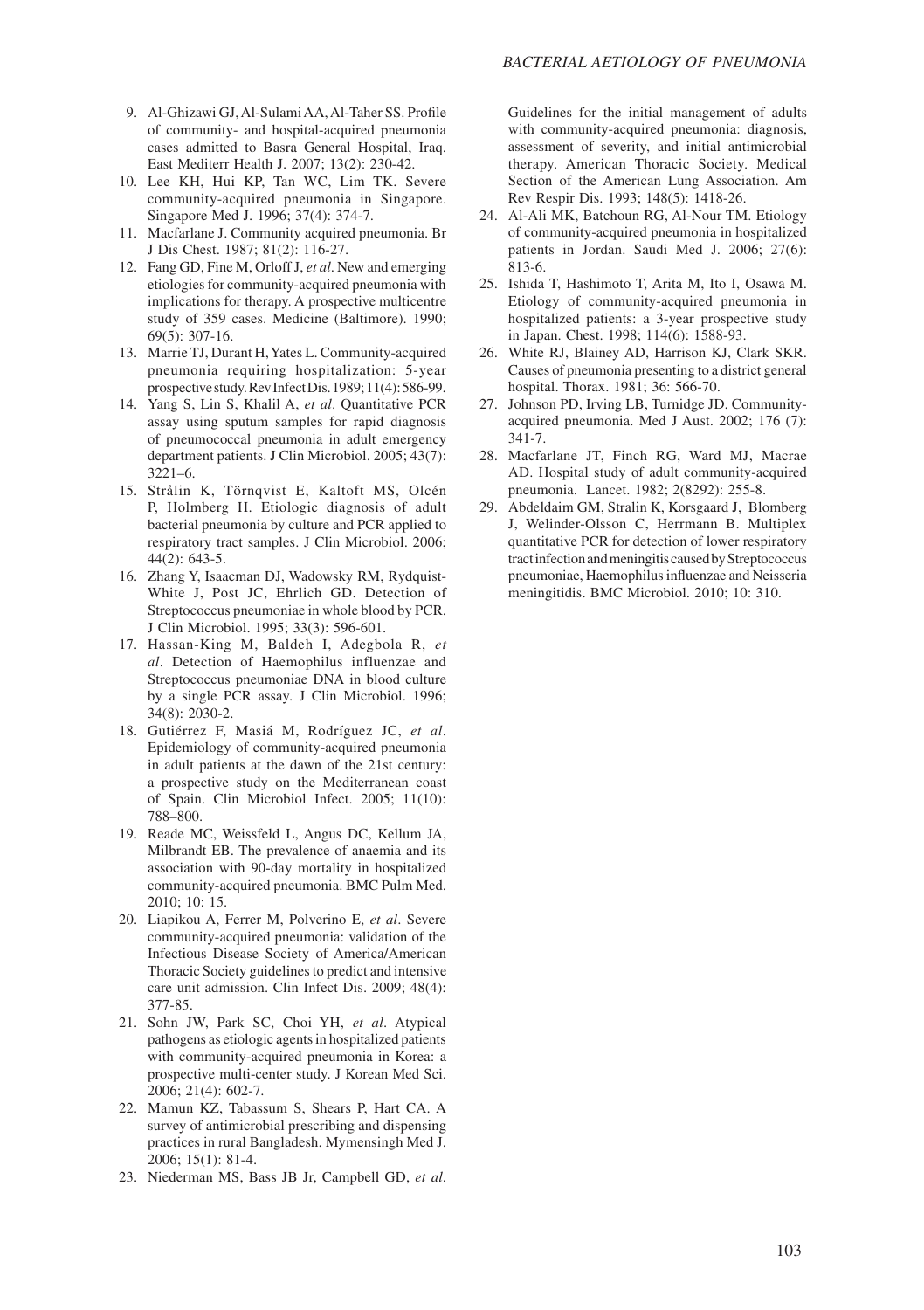9. Al-Ghizawi GJ, Al-Sulami AA, Al-Taher SS. Profile of community- and hospital-acquired pneumonia cases admitted to Basra General Hospital, Iraq. East Mediterr Health J. 2007; 13(2): 230-42.
10. Lee KH, Hui KP, Tan WC, Lim TK. Severe community-acquired pneumonia in Singapore. Singapore Med J. 1996; 37(4): 374-7.
11. Macfarlane J. Community acquired pneumonia. Br J Dis Chest. 1987; 81(2): 116-27.
12. Fang GD, Fine M, Orloff J, *et al*. New and emerging etiologies for community-acquired pneumonia with implications for therapy. A prospective multicentre study of 359 cases. Medicine (Baltimore). 1990; 69(5): 307-16.
13. Marrie TJ, Durant H, Yates L. Community-acquired pneumonia requiring hospitalization: 5-year prospective study. Rev Infect Dis. 1989; 11(4): 586-99.
14. Yang S, Lin S, Khalil A, *et al*. Quantitative PCR assay using sputum samples for rapid diagnosis of pneumococcal pneumonia in adult emergency department patients. J Clin Microbiol. 2005; 43(7): 3221–6.
15. Strålin K, Törnqvist E, Kaltoft MS, Olcén P, Holmberg H. Etiologic diagnosis of adult bacterial pneumonia by culture and PCR applied to respiratory tract samples. J Clin Microbiol. 2006; 44(2): 643-5.
16. Zhang Y, Isaacman DJ, Wadowsky RM, Rydquist-White J, Post JC, Ehrlich GD. Detection of Streptococcus pneumoniae in whole blood by PCR. J Clin Microbiol. 1995; 33(3): 596-601.
17. Hassan-King M, Baldeh I, Adegbola R, *et al*. Detection of Haemophilus influenzae and Streptococcus pneumoniae DNA in blood culture by a single PCR assay. J Clin Microbiol. 1996; 34(8): 2030-2.
18. Gutiérrez F, Masiá M, Rodríguez JC, *et al*. Epidemiology of community-acquired pneumonia in adult patients at the dawn of the 21st century: a prospective study on the Mediterranean coast of Spain. Clin Microbiol Infect. 2005; 11(10): 788–800.
19. Reade MC, Weissfeld L, Angus DC, Kellum JA, Milbrandt EB. The prevalence of anaemia and its association with 90-day mortality in hospitalized community-acquired pneumonia. BMC Pulm Med. 2010; 10: 15.
20. Liapikou A, Ferrer M, Polverino E, *et al*. Severe community-acquired pneumonia: validation of the Infectious Disease Society of America/American Thoracic Society guidelines to predict and intensive care unit admission. Clin Infect Dis. 2009; 48(4): 377-85.
21. Sohn JW, Park SC, Choi YH, *et al*. Atypical pathogens as etiologic agents in hospitalized patients with community-acquired pneumonia in Korea: a prospective multi-center study. J Korean Med Sci. 2006; 21(4): 602-7.
22. Mamun KZ, Tabassum S, Shears P, Hart CA. A survey of antimicrobial prescribing and dispensing practices in rural Bangladesh. Mymensingh Med J. 2006; 15(1): 81-4.
23. Niederman MS, Bass JB Jr, Campbell GD, *et al*. Guidelines for the initial management of adults with community-acquired pneumonia: diagnosis, assessment of severity, and initial antimicrobial therapy. American Thoracic Society. Medical Section of the American Lung Association. Am Rev Respir Dis. 1993; 148(5): 1418-26.
24. Al-Ali MK, Batchoun RG, Al-Nour TM. Etiology of community-acquired pneumonia in hospitalized patients in Jordan. Saudi Med J. 2006; 27(6): 813-6.
25. Ishida T, Hashimoto T, Arita M, Ito I, Osawa M. Etiology of community-acquired pneumonia in hospitalized patients: a 3-year prospective study in Japan. Chest. 1998; 114(6): 1588-93.
26. White RJ, Blainey AD, Harrison KJ, Clark SKR. Causes of pneumonia presenting to a district general hospital. Thorax. 1981; 36: 566-70.
27. Johnson PD, Irving LB, Turnidge JD. Community-acquired pneumonia. Med J Aust. 2002; 176 (7): 341-7.
28. Macfarlane JT, Finch RG, Ward MJ, Macrae AD. Hospital study of adult community-acquired pneumonia. Lancet. 1982; 2(8292): 255-8.
29. Abdeldaim GM, Stralin K, Korsgaard J, Blomberg J, Welinder-Olsson C, Herrmann B. Multiplex quantitative PCR for detection of lower respiratory tract infection and meningitis caused by Streptococcus pneumoniae, Haemophilus influenzae and Neisseria meningitidis. BMC Microbiol. 2010; 10: 310.